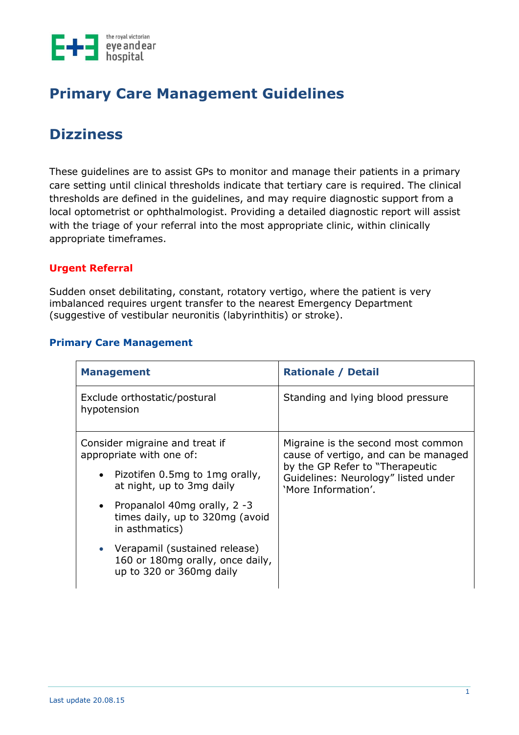# Primary Care Management Guidelines

# Dizziness

These guidelines are to assist GPs to monitor and manage their patients in a primary care setting until clinical thresholds indicate that tertiary care is required. The clinical thresholds are defined in the guidelines, and may require diagnostic support from a local optometrist or ophthalmologist. Providing a detailed diagnostic report will assist with the triage of your referral into the most appropriate clinic, within clinically appropriate timeframes.

### Urgent Referral

Sudden onset debilitating, constant, rotatory vertigo, where the patient is very imbalanced requires urgent transfer to the nearest Emergency Department (suggestive of vestibular neuronitis (labyrinthitis) or stroke).

### Primary Care Management

| Management | Rationale / Detail |
| --- | --- |
| Exclude orthostatic/postural hypotension | Standing and lying blood pressure |
| Consider migraine and treat if appropriate with one of:<br>• Pizotifen 0.5mg to 1mg orally, at night, up to 3mg daily<br>• Propanalol 40mg orally, 2 -3 times daily, up to 320mg (avoid in asthmatics)<br>• Verapamil (sustained release) 160 or 180mg orally, once daily, up to 320 or 360mg daily | Migraine is the second most common cause of vertigo, and can be managed by the GP Refer to "Therapeutic Guidelines: Neurology" listed under 'More Information'. |

Last update 20.08.15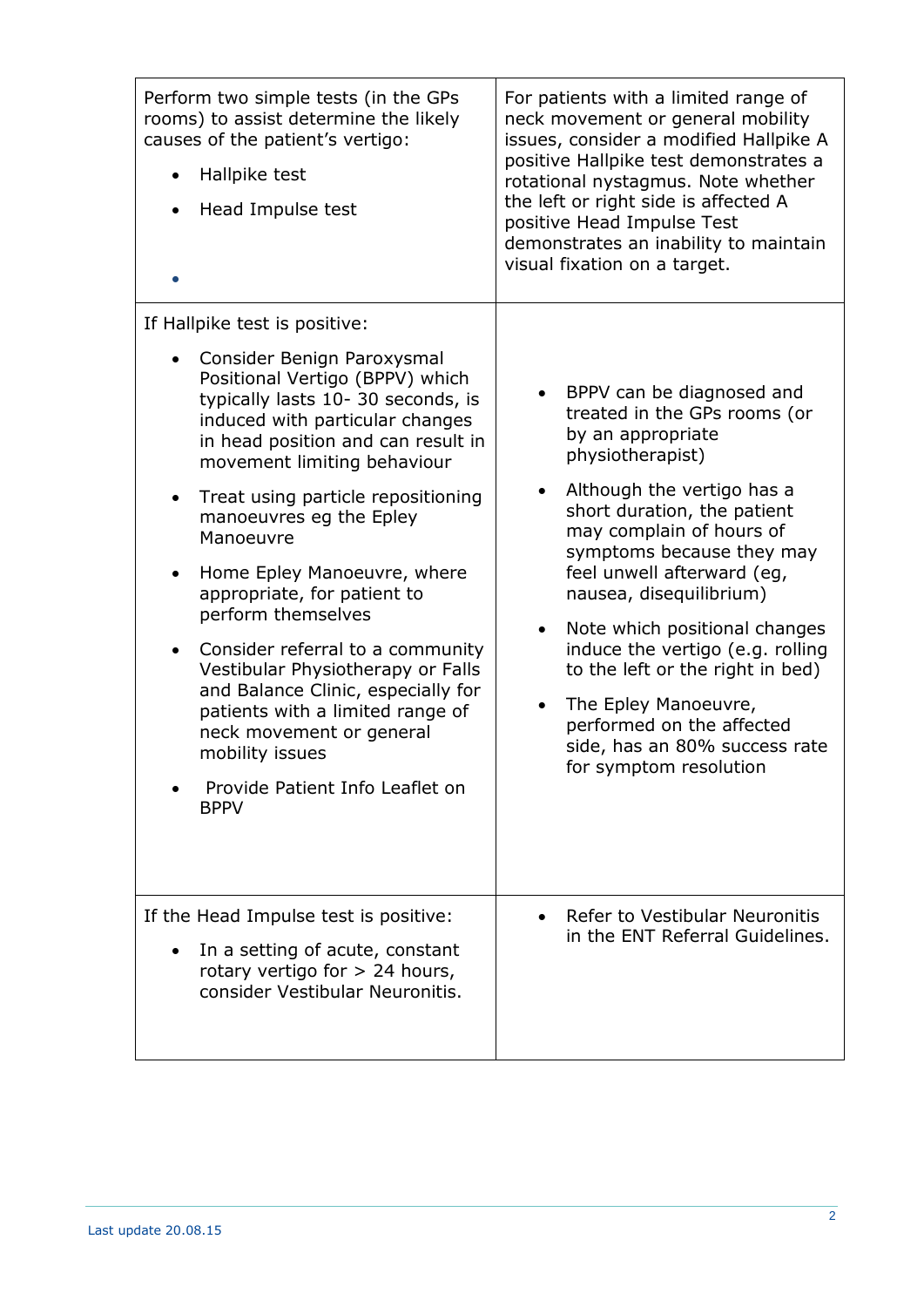| Perform two simple tests (in the GPs rooms) to assist determine the likely causes of the patient's vertigo:<br>• Hallpike test<br>• Head Impulse test<br>• | For patients with a limited range of neck movement or general mobility issues, consider a modified Hallpike A positive Hallpike test demonstrates a rotational nystagmus. Note whether the left or right side is affected A positive Head Impulse Test demonstrates an inability to maintain visual fixation on a target. |
|---|---|
| If Hallpike test is positive:<br>• Consider Benign Paroxysmal Positional Vertigo (BPPV) which typically lasts 10- 30 seconds, is induced with particular changes in head position and can result in movement limiting behaviour<br>• Treat using particle repositioning manoeuvres eg the Epley Manoeuvre<br>• Home Epley Manoeuvre, where appropriate, for patient to perform themselves<br>• Consider referral to a community Vestibular Physiotherapy or Falls and Balance Clinic, especially for patients with a limited range of neck movement or general mobility issues<br>• Provide Patient Info Leaflet on BPPV | • BPPV can be diagnosed and treated in the GPs rooms (or by an appropriate physiotherapist)<br>• Although the vertigo has a short duration, the patient may complain of hours of symptoms because they may feel unwell afterward (eg, nausea, disequilibrium)<br>• Note which positional changes induce the vertigo (e.g. rolling to the left or the right in bed)<br>• The Epley Manoeuvre, performed on the affected side, has an 80% success rate for symptom resolution |
| If the Head Impulse test is positive:<br>• In a setting of acute, constant rotary vertigo for > 24 hours, consider Vestibular Neuronitis. | • Refer to Vestibular Neuronitis in the ENT Referral Guidelines. |

Last update 20.08.15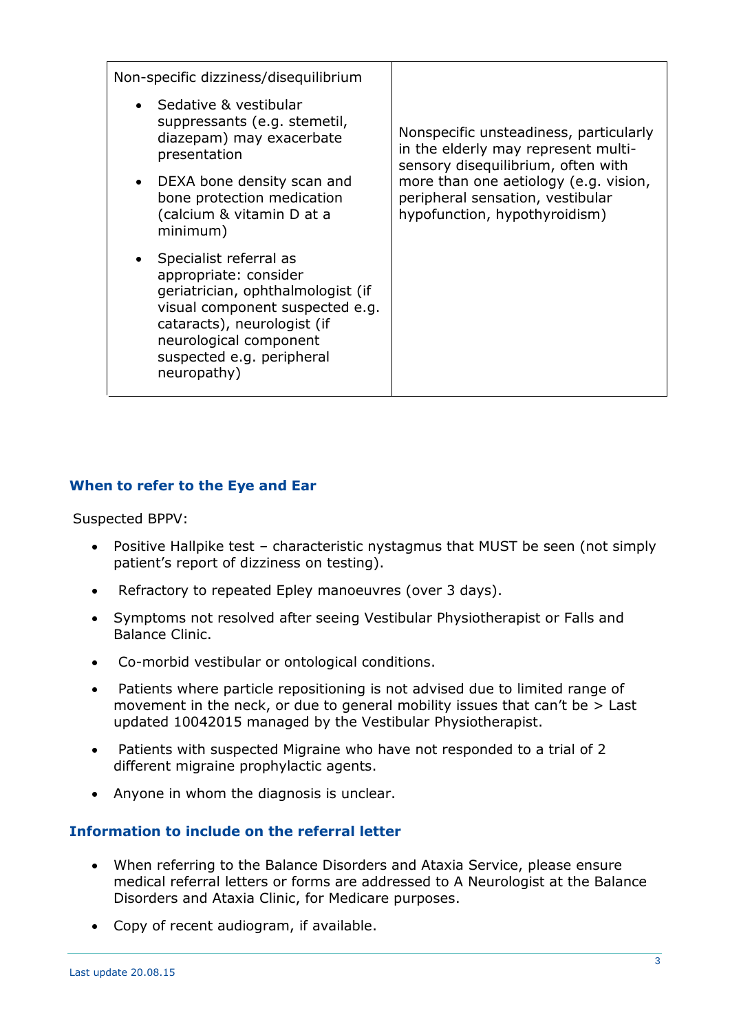| Non-specific dizziness/disequilibrium<br><br>• Sedative & vestibular suppressants (e.g. stemetil, diazepam) may exacerbate presentation<br>• DEXA bone density scan and bone protection medication (calcium & vitamin D at a minimum)<br>• Specialist referral as appropriate: consider geriatrician, ophthalmologist (if visual component suspected e.g. cataracts), neurologist (if neurological component suspected e.g. peripheral neuropathy) | Nonspecific unsteadiness, particularly in the elderly may represent multi-sensory disequilibrium, often with more than one aetiology (e.g. vision, peripheral sensation, vestibular hypofunction, hypothyroidism) |
|---|---|

### When to refer to the Eye and Ear

Suspected BPPV:

- Positive Hallpike test – characteristic nystagmus that MUST be seen (not simply patient's report of dizziness on testing).
- Refractory to repeated Epley manoeuvres (over 3 days).
- Symptoms not resolved after seeing Vestibular Physiotherapist or Falls and Balance Clinic.
- Co-morbid vestibular or ontological conditions.
- Patients where particle repositioning is not advised due to limited range of movement in the neck, or due to general mobility issues that can't be > Last updated 10042015 managed by the Vestibular Physiotherapist.
- Patients with suspected Migraine who have not responded to a trial of 2 different migraine prophylactic agents.
- Anyone in whom the diagnosis is unclear.

### Information to include on the referral letter

- When referring to the Balance Disorders and Ataxia Service, please ensure medical referral letters or forms are addressed to A Neurologist at the Balance Disorders and Ataxia Clinic, for Medicare purposes.
- Copy of recent audiogram, if available.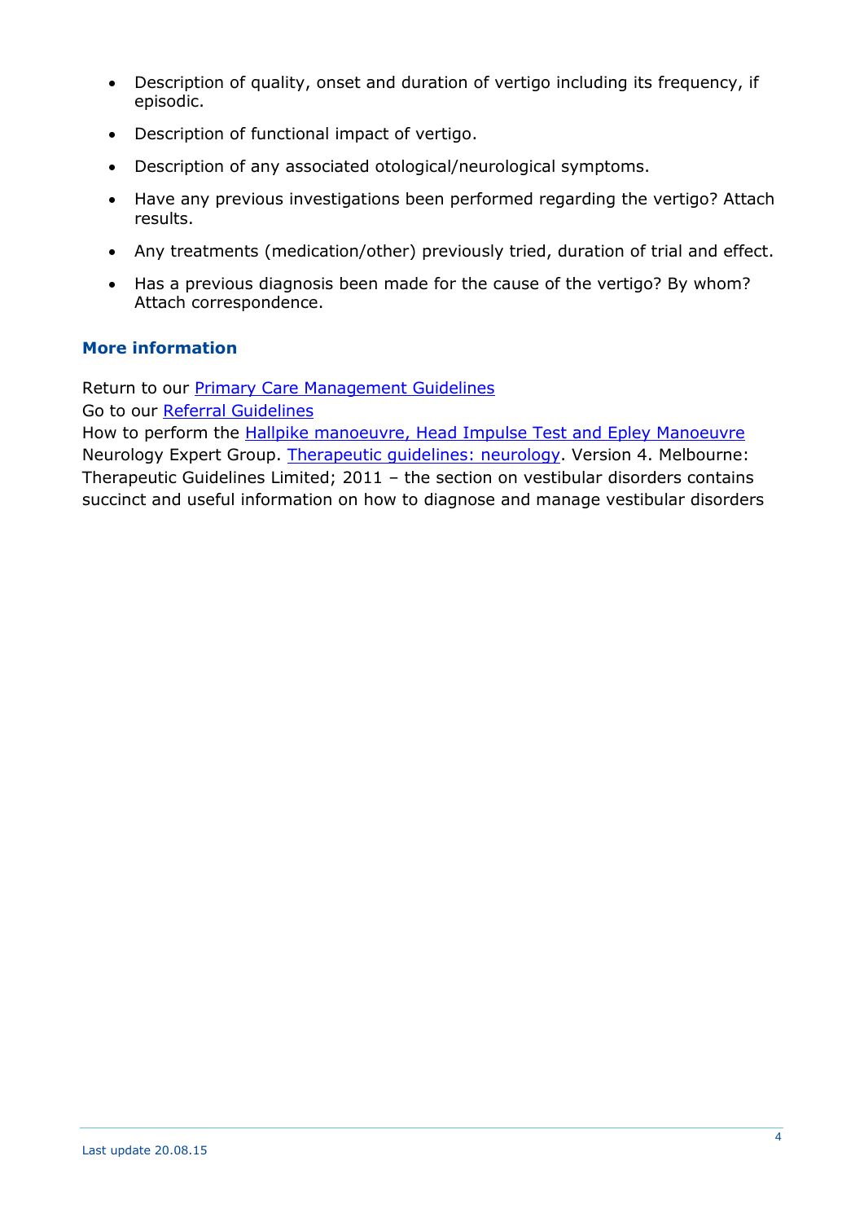- Description of quality, onset and duration of vertigo including its frequency, if episodic.
- Description of functional impact of vertigo.
- Description of any associated otological/neurological symptoms.
- Have any previous investigations been performed regarding the vertigo? Attach results.
- Any treatments (medication/other) previously tried, duration of trial and effect.
- Has a previous diagnosis been made for the cause of the vertigo? By whom? Attach correspondence.

## More information

Return to our Primary Care Management Guidelines
Go to our Referral Guidelines
How to perform the Hallpike manoeuvre, Head Impulse Test and Epley Manoeuvre
Neurology Expert Group. Therapeutic guidelines: neurology. Version 4. Melbourne: Therapeutic Guidelines Limited; 2011 – the section on vestibular disorders contains succinct and useful information on how to diagnose and manage vestibular disorders

Last update 20.08.15